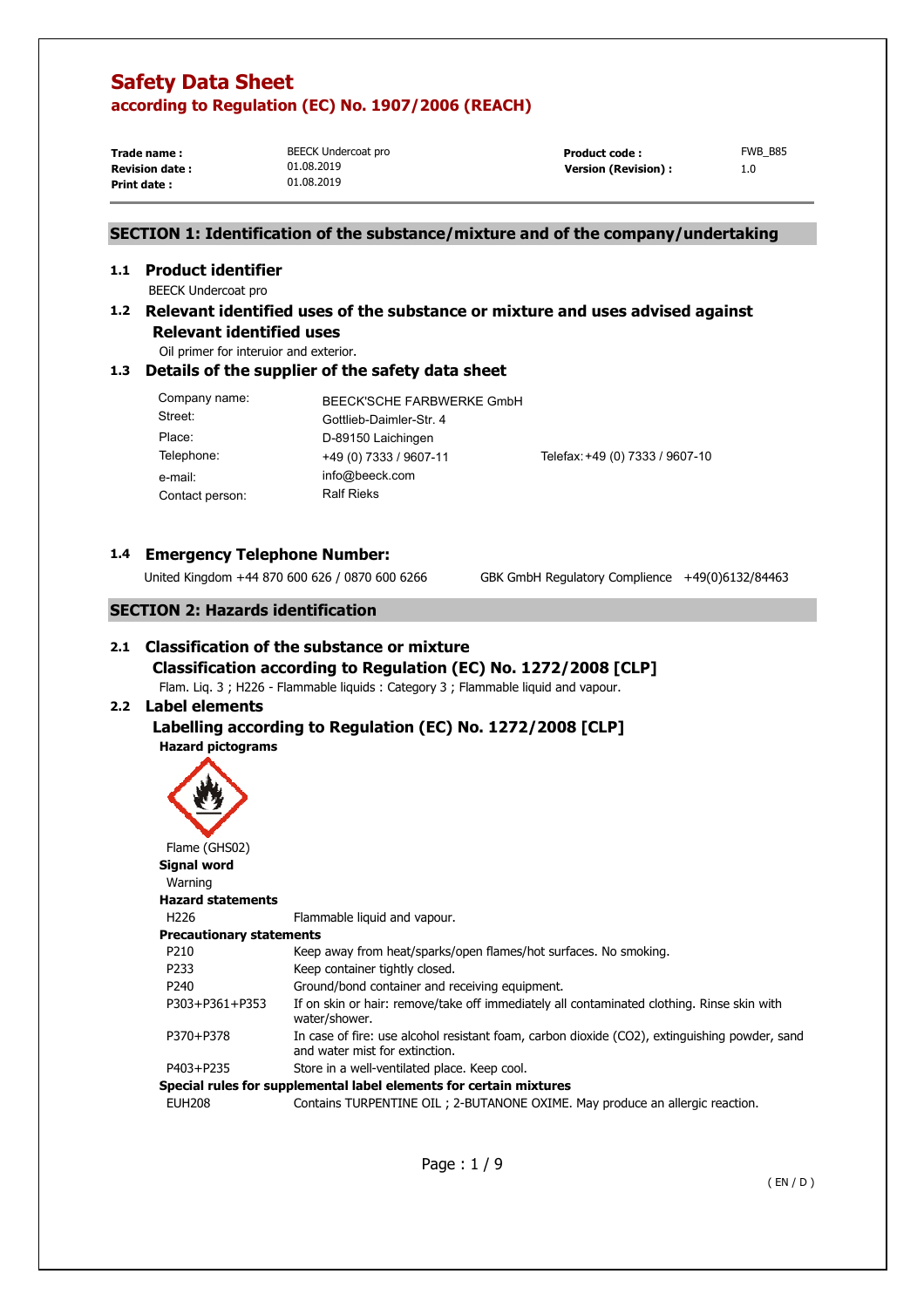# Safety Data Sheet

## according to Regulation (EC) No. 1907/2006 (REACH)

| | | | |
|---|---|---|---|
| **Trade name :** | BEECK Undercoat pro | **Product code :** | FWB_B85 |
| **Revision date :** | 01.08.2019 | **Version (Revision) :** | 1.0 |
| **Print date :** | 01.08.2019 | | |

## SECTION 1: Identification of the substance/mixture and of the company/undertaking

### 1.1 Product identifier

BEECK Undercoat pro

### 1.2 Relevant identified uses of the substance or mixture and uses advised against

**Relevant identified uses**

Oil primer for interuior and exterior.

### 1.3 Details of the supplier of the safety data sheet

| | | |
|---|---|---|
| Company name: | BEECK'SCHE FARBWERKE GmbH | |
| Street: | Gottlieb-Daimler-Str. 4 | |
| Place: | D-89150 Laichingen | |
| Telephone: | +49 (0) 7333 / 9607-11 | Telefax: +49 (0) 7333 / 9607-10 |
| e-mail: | info@beeck.com | |
| Contact person: | Ralf Rieks | |

### 1.4 Emergency Telephone Number:

United Kingdom +44 870 600 626 / 0870 600 6266 GBK GmbH Regulatory Complience +49(0)6132/84463

## SECTION 2: Hazards identification

### 2.1 Classification of the substance or mixture

**Classification according to Regulation (EC) No. 1272/2008 [CLP]**

Flam. Liq. 3 ; H226 - Flammable liquids : Category 3 ; Flammable liquid and vapour.

### 2.2 Label elements

**Labelling according to Regulation (EC) No. 1272/2008 [CLP]**

**Hazard pictograms**

Flame (GHS02)

**Signal word**

Warning

**Hazard statements**

| | |
|---|---|
| H226 | Flammable liquid and vapour. |

**Precautionary statements**

| | |
|---|---|
| P210 | Keep away from heat/sparks/open flames/hot surfaces. No smoking. |
| P233 | Keep container tightly closed. |
| P240 | Ground/bond container and receiving equipment. |
| P303+P361+P353 | If on skin or hair: remove/take off immediately all contaminated clothing. Rinse skin with water/shower. |
| P370+P378 | In case of fire: use alcohol resistant foam, carbon dioxide ($CO_2$), extinguishing powder, sand and water mist for extinction. |
| P403+P235 | Store in a well-ventilated place. Keep cool. |

**Special rules for supplemental label elements for certain mixtures**

| | |
|---|---|
| EUH208 | Contains TURPENTINE OIL ; 2-BUTANONE OXIME. May produce an allergic reaction. |

( EN / D )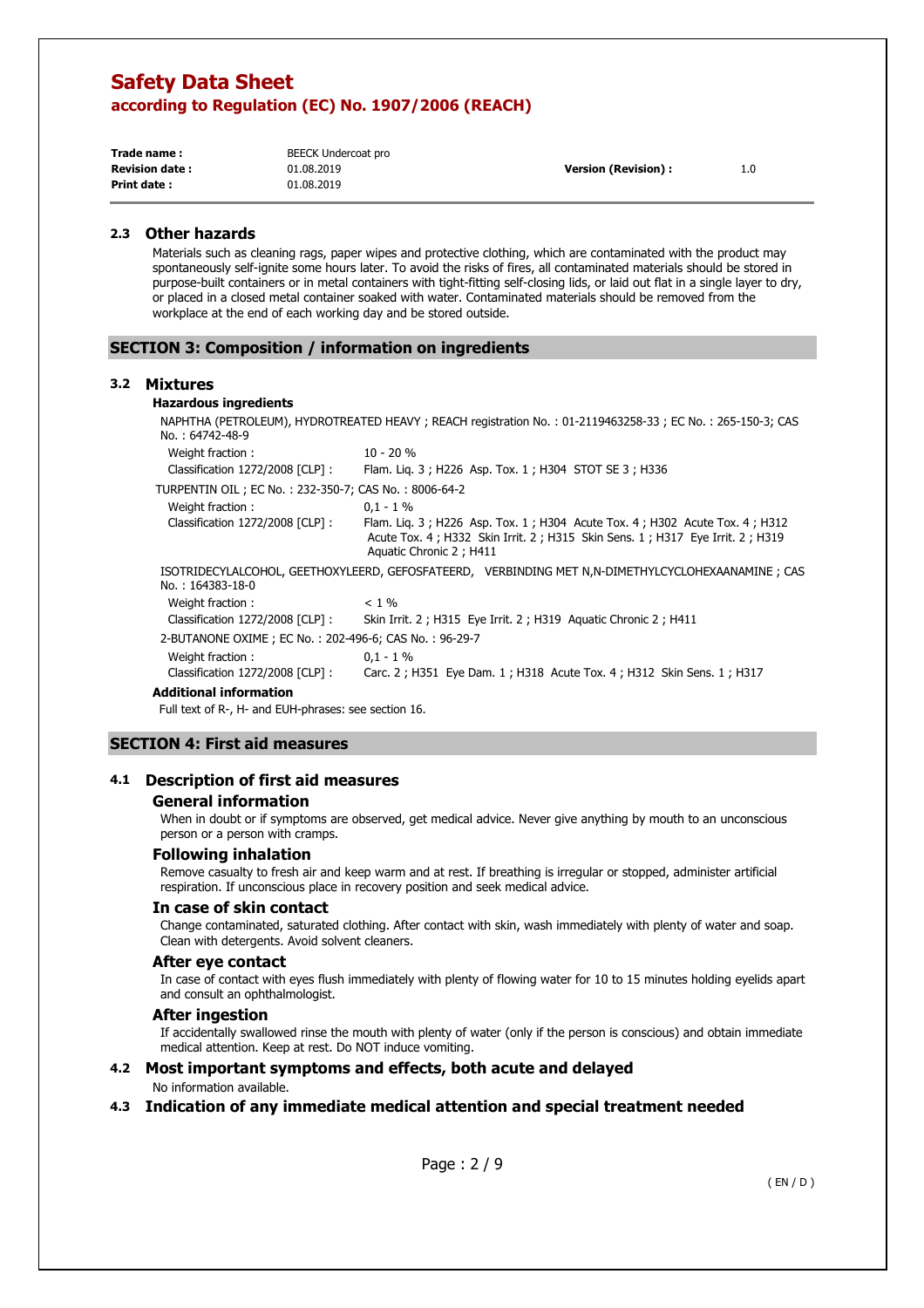### 2.3 Other hazards

Materials such as cleaning rags, paper wipes and protective clothing, which are contaminated with the product may spontaneously self-ignite some hours later. To avoid the risks of fires, all contaminated materials should be stored in purpose-built containers or in metal containers with tight-fitting self-closing lids, or laid out flat in a single layer to dry, or placed in a closed metal container soaked with water. Contaminated materials should be removed from the workplace at the end of each working day and be stored outside.

## SECTION 3: Composition / information on ingredients

### 3.2 Mixtures

**Hazardous ingredients**

NAPHTHA (PETROLEUM), HYDROTREATED HEAVY ; REACH registration No. : 01-2119463258-33 ; EC No. : 265-150-3; CAS No. : 64742-48-9

| | |
|---|---|
| Weight fraction : | 10 - 20 % |
| Classification 1272/2008 [CLP] : | Flam. Liq. 3 ; H226 Asp. Tox. 1 ; H304 STOT SE 3 ; H336 |

TURPENTIN OIL ; EC No. : 232-350-7; CAS No. : 8006-64-2

| | |
|---|---|
| Weight fraction : | 0,1 - 1 % |
| Classification 1272/2008 [CLP] : | Flam. Liq. 3 ; H226 Asp. Tox. 1 ; H304 Acute Tox. 4 ; H302 Acute Tox. 4 ; H312 Acute Tox. 4 ; H332 Skin Irrit. 2 ; H315 Skin Sens. 1 ; H317 Eye Irrit. 2 ; H319 Aquatic Chronic 2 ; H411 |

ISOTRIDECYLALCOHOL, GEETHOXYLEERD, GEFOSFATEERD, VERBINDING MET N,N-DIMETHYLCYCLOHEXAANAMINE ; CAS No. : 164383-18-0

| | |
|---|---|
| Weight fraction : | < 1 % |
| Classification 1272/2008 [CLP] : | Skin Irrit. 2 ; H315 Eye Irrit. 2 ; H319 Aquatic Chronic 2 ; H411 |

2-BUTANONE OXIME ; EC No. : 202-496-6; CAS No. : 96-29-7

| | |
|---|---|
| Weight fraction : | 0,1 - 1 % |
| Classification 1272/2008 [CLP] : | Carc. 2 ; H351 Eye Dam. 1 ; H318 Acute Tox. 4 ; H312 Skin Sens. 1 ; H317 |

**Additional information**

Full text of R-, H- and EUH-phrases: see section 16.

## SECTION 4: First aid measures

### 4.1 Description of first aid measures

#### General information

When in doubt or if symptoms are observed, get medical advice. Never give anything by mouth to an unconscious person or a person with cramps.

#### Following inhalation

Remove casualty to fresh air and keep warm and at rest. If breathing is irregular or stopped, administer artificial respiration. If unconscious place in recovery position and seek medical advice.

#### In case of skin contact

Change contaminated, saturated clothing. After contact with skin, wash immediately with plenty of water and soap. Clean with detergents. Avoid solvent cleaners.

#### After eye contact

In case of contact with eyes flush immediately with plenty of flowing water for 10 to 15 minutes holding eyelids apart and consult an ophthalmologist.

#### After ingestion

If accidentally swallowed rinse the mouth with plenty of water (only if the person is conscious) and obtain immediate medical attention. Keep at rest. Do NOT induce vomiting.

### 4.2 Most important symptoms and effects, both acute and delayed

No information available.

### 4.3 Indication of any immediate medical attention and special treatment needed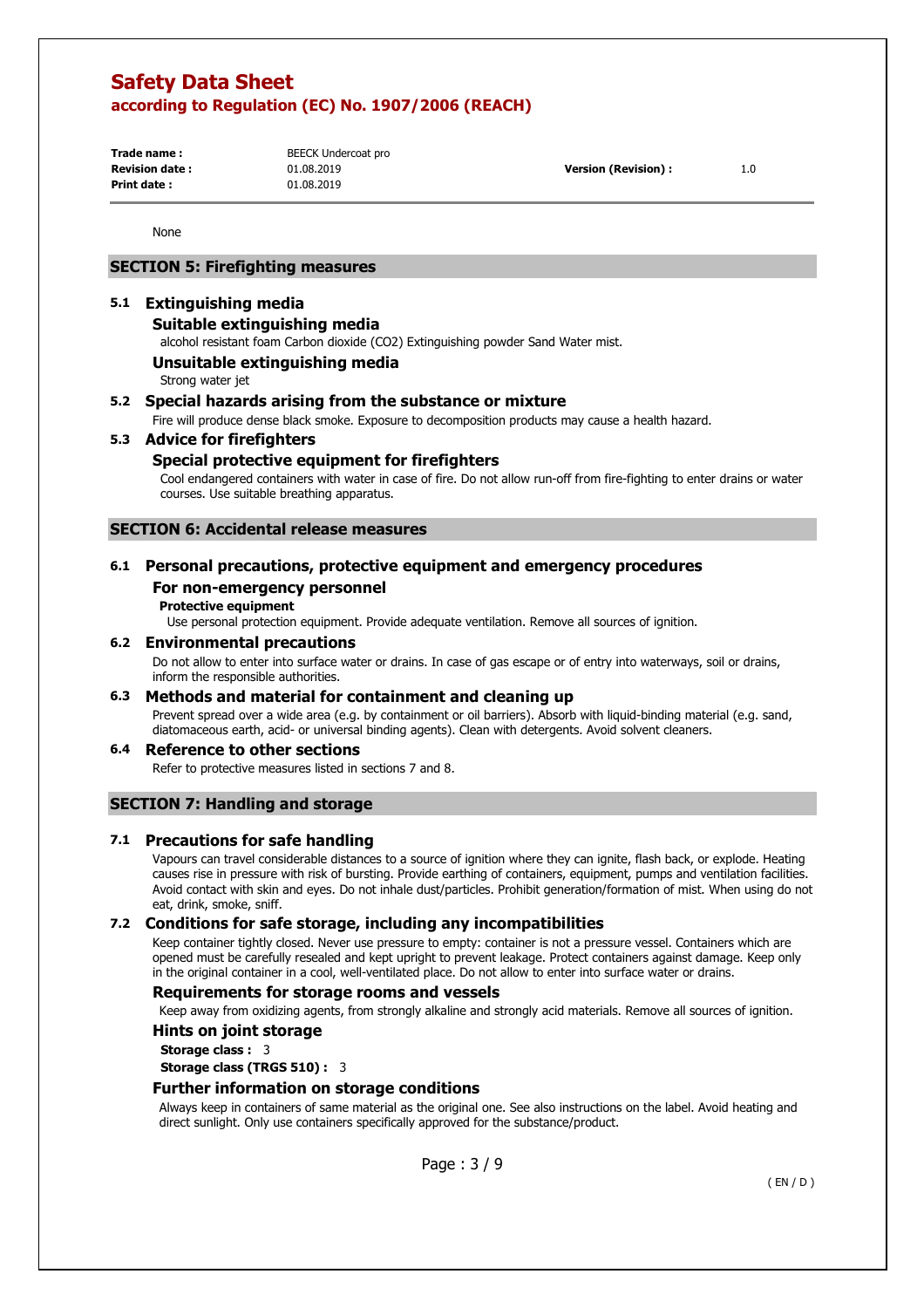None

## SECTION 5: Firefighting measures

### 5.1 Extinguishing media

#### Suitable extinguishing media

alcohol resistant foam Carbon dioxide ($CO_2$) Extinguishing powder Sand Water mist.

#### Unsuitable extinguishing media

Strong water jet

### 5.2 Special hazards arising from the substance or mixture

Fire will produce dense black smoke. Exposure to decomposition products may cause a health hazard.

### 5.3 Advice for firefighters

#### Special protective equipment for firefighters

Cool endangered containers with water in case of fire. Do not allow run-off from fire-fighting to enter drains or water courses. Use suitable breathing apparatus.

## SECTION 6: Accidental release measures

### 6.1 Personal precautions, protective equipment and emergency procedures

#### For non-emergency personnel

**Protective equipment**

Use personal protection equipment. Provide adequate ventilation. Remove all sources of ignition.

### 6.2 Environmental precautions

Do not allow to enter into surface water or drains. In case of gas escape or of entry into waterways, soil or drains, inform the responsible authorities.

### 6.3 Methods and material for containment and cleaning up

Prevent spread over a wide area (e.g. by containment or oil barriers). Absorb with liquid-binding material (e.g. sand, diatomaceous earth, acid- or universal binding agents). Clean with detergents. Avoid solvent cleaners.

### 6.4 Reference to other sections

Refer to protective measures listed in sections 7 and 8.

## SECTION 7: Handling and storage

### 7.1 Precautions for safe handling

Vapours can travel considerable distances to a source of ignition where they can ignite, flash back, or explode. Heating causes rise in pressure with risk of bursting. Provide earthing of containers, equipment, pumps and ventilation facilities. Avoid contact with skin and eyes. Do not inhale dust/particles. Prohibit generation/formation of mist. When using do not eat, drink, smoke, sniff.

### 7.2 Conditions for safe storage, including any incompatibilities

Keep container tightly closed. Never use pressure to empty: container is not a pressure vessel. Containers which are opened must be carefully resealed and kept upright to prevent leakage. Protect containers against damage. Keep only in the original container in a cool, well-ventilated place. Do not allow to enter into surface water or drains.

#### Requirements for storage rooms and vessels

Keep away from oxidizing agents, from strongly alkaline and strongly acid materials. Remove all sources of ignition.

#### Hints on joint storage

**Storage class :** 3

**Storage class (TRGS 510) :** 3

#### Further information on storage conditions

Always keep in containers of same material as the original one. See also instructions on the label. Avoid heating and direct sunlight. Only use containers specifically approved for the substance/product.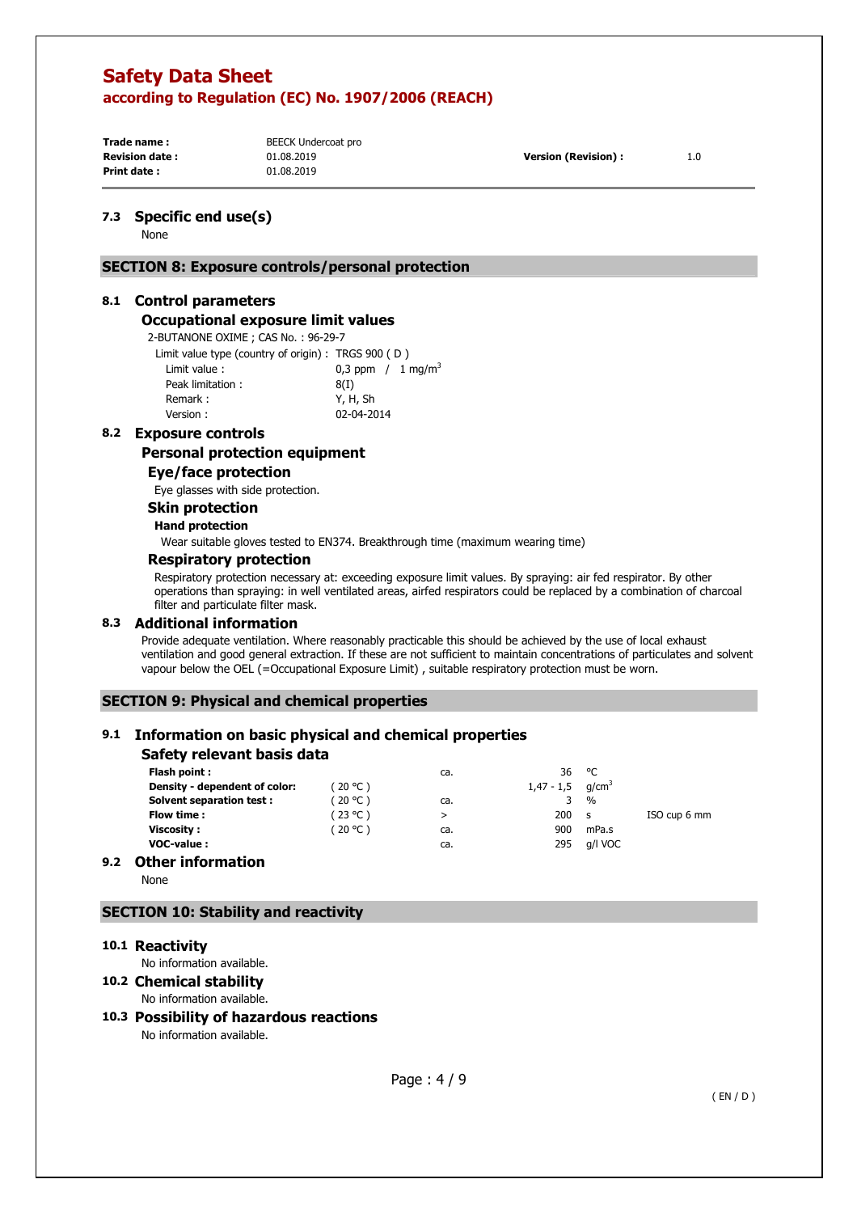### 7.3 Specific end use(s)

None

## SECTION 8: Exposure controls/personal protection

### 8.1 Control parameters

#### Occupational exposure limit values

2-BUTANONE OXIME ; CAS No. : 96-29-7

| | |
|---|---|
| Limit value type (country of origin) : | TRGS 900 ( D ) |
| Limit value : | 0,3 ppm / 1 $mg/m^3$ |
| Peak limitation : | 8(I) |
| Remark : | Y, H, Sh |
| Version : | 02-04-2014 |

### 8.2 Exposure controls

#### Personal protection equipment

##### Eye/face protection

Eye glasses with side protection.

##### Skin protection

**Hand protection**

Wear suitable gloves tested to EN374. Breakthrough time (maximum wearing time)

##### Respiratory protection

Respiratory protection necessary at: exceeding exposure limit values. By spraying: air fed respirator. By other operations than spraying: in well ventilated areas, airfed respirators could be replaced by a combination of charcoal filter and particulate filter mask.

### 8.3 Additional information

Provide adequate ventilation. Where reasonably practicable this should be achieved by the use of local exhaust ventilation and good general extraction. If these are not sufficient to maintain concentrations of particulates and solvent vapour below the OEL (=Occupational Exposure Limit) , suitable respiratory protection must be worn.

## SECTION 9: Physical and chemical properties

### 9.1 Information on basic physical and chemical properties

#### Safety relevant basis data

| | | | | | |
|---|---|---|---|---|---|
| **Flash point :** | | ca. | 36 | °C | |
| **Density - dependent of color:** | ( 20 °C ) | | 1,47 - 1,5 | $g/cm^3$ | |
| **Solvent separation test :** | ( 20 °C ) | ca. | 3 | % | |
| **Flow time :** | ( 23 °C ) | > | 200 | s | ISO cup 6 mm |
| **Viscosity :** | ( 20 °C ) | ca. | 900 | mPa.s | |
| **VOC-value :** | | ca. | 295 | g/l VOC | |

### 9.2 Other information

None

## SECTION 10: Stability and reactivity

### 10.1 Reactivity

No information available.

### 10.2 Chemical stability

No information available.

### 10.3 Possibility of hazardous reactions

No information available.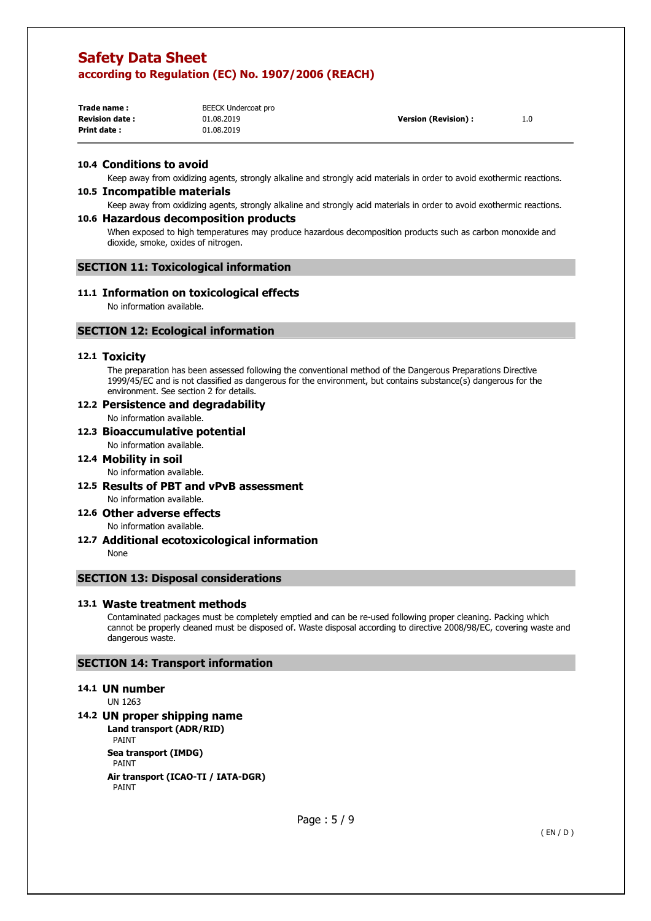### 10.4 Conditions to avoid

Keep away from oxidizing agents, strongly alkaline and strongly acid materials in order to avoid exothermic reactions.

### 10.5 Incompatible materials

Keep away from oxidizing agents, strongly alkaline and strongly acid materials in order to avoid exothermic reactions.

### 10.6 Hazardous decomposition products

When exposed to high temperatures may produce hazardous decomposition products such as carbon monoxide and dioxide, smoke, oxides of nitrogen.

## SECTION 11: Toxicological information

### 11.1 Information on toxicological effects

No information available.

## SECTION 12: Ecological information

### 12.1 Toxicity

The preparation has been assessed following the conventional method of the Dangerous Preparations Directive 1999/45/EC and is not classified as dangerous for the environment, but contains substance(s) dangerous for the environment. See section 2 for details.

### 12.2 Persistence and degradability

No information available.

### 12.3 Bioaccumulative potential

No information available.

### 12.4 Mobility in soil

No information available.

### 12.5 Results of PBT and vPvB assessment

No information available.

### 12.6 Other adverse effects

No information available.

### 12.7 Additional ecotoxicological information

None

## SECTION 13: Disposal considerations

### 13.1 Waste treatment methods

Contaminated packages must be completely emptied and can be re-used following proper cleaning. Packing which cannot be properly cleaned must be disposed of. Waste disposal according to directive 2008/98/EC, covering waste and dangerous waste.

## SECTION 14: Transport information

### 14.1 UN number

UN 1263

### 14.2 UN proper shipping name

**Land transport (ADR/RID)**
PAINT

**Sea transport (IMDG)**
PAINT

**Air transport (ICAO-TI / IATA-DGR)**
PAINT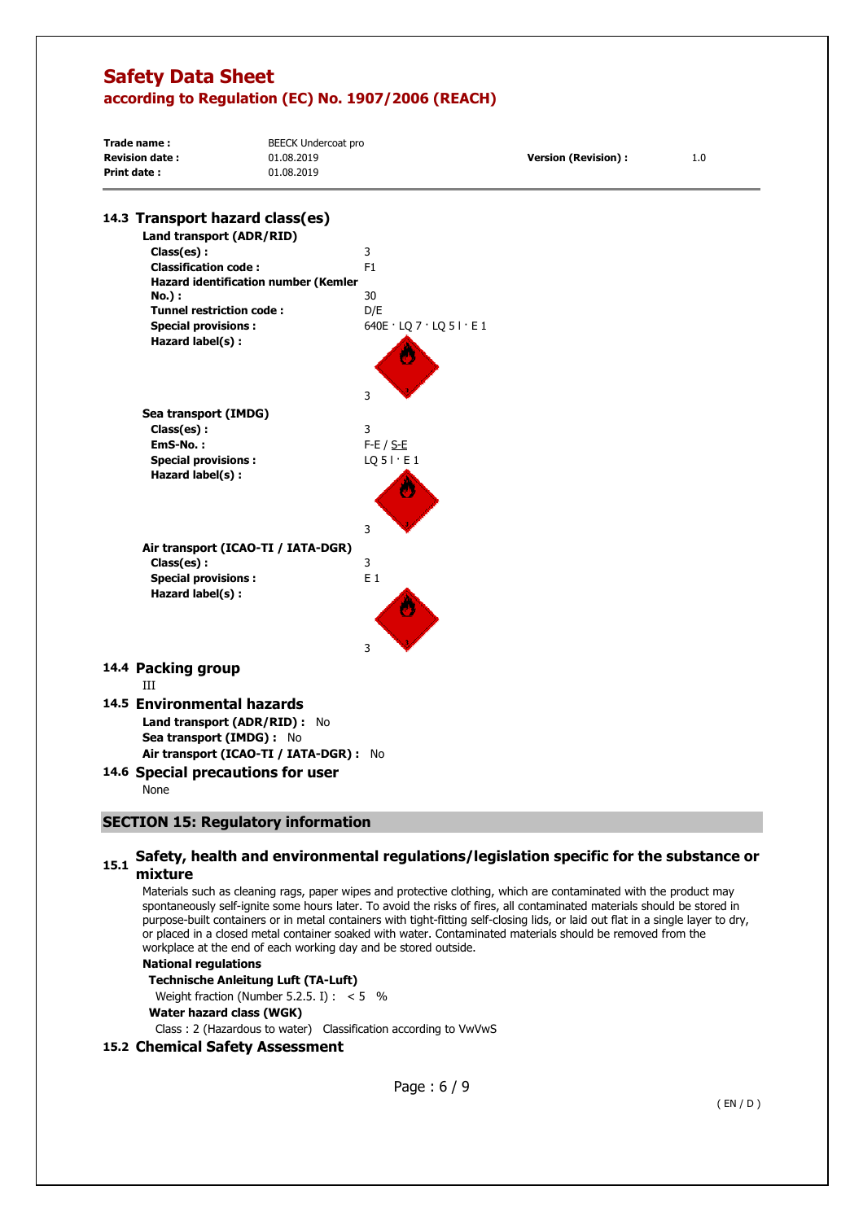## 14.3 Transport hazard class(es)

**Land transport (ADR/RID)**

**Class(es) :** 3

**Classification code :** F1

**Hazard identification number (Kemler No.) :** 30

**Tunnel restriction code :** D/E

**Special provisions :** 640E · LQ 7 · LQ 5 l · E 1

**Hazard label(s) :**

3

**Sea transport (IMDG)**

**Class(es) :** 3

**EmS-No. :** F-E / S-E

**Special provisions :** LQ 5 l · E 1

**Hazard label(s) :**

3

**Air transport (ICAO-TI / IATA-DGR)**

**Class(es) :** 3

**Special provisions :** E 1

**Hazard label(s) :**

3

## 14.4 Packing group

III

## 14.5 Environmental hazards

**Land transport (ADR/RID) :** No

**Sea transport (IMDG) :** No

**Air transport (ICAO-TI / IATA-DGR) :** No

## 14.6 Special precautions for user

None

# SECTION 15: Regulatory information

## 15.1 Safety, health and environmental regulations/legislation specific for the substance or mixture

Materials such as cleaning rags, paper wipes and protective clothing, which are contaminated with the product may spontaneously self-ignite some hours later. To avoid the risks of fires, all contaminated materials should be stored in purpose-built containers or in metal containers with tight-fitting self-closing lids, or laid out flat in a single layer to dry, or placed in a closed metal container soaked with water. Contaminated materials should be removed from the workplace at the end of each working day and be stored outside.

**National regulations**

**Technische Anleitung Luft (TA-Luft)**

Weight fraction (Number 5.2.5. I) : < 5 %

**Water hazard class (WGK)**

Class : 2 (Hazardous to water) Classification according to VwVwS

## 15.2 Chemical Safety Assessment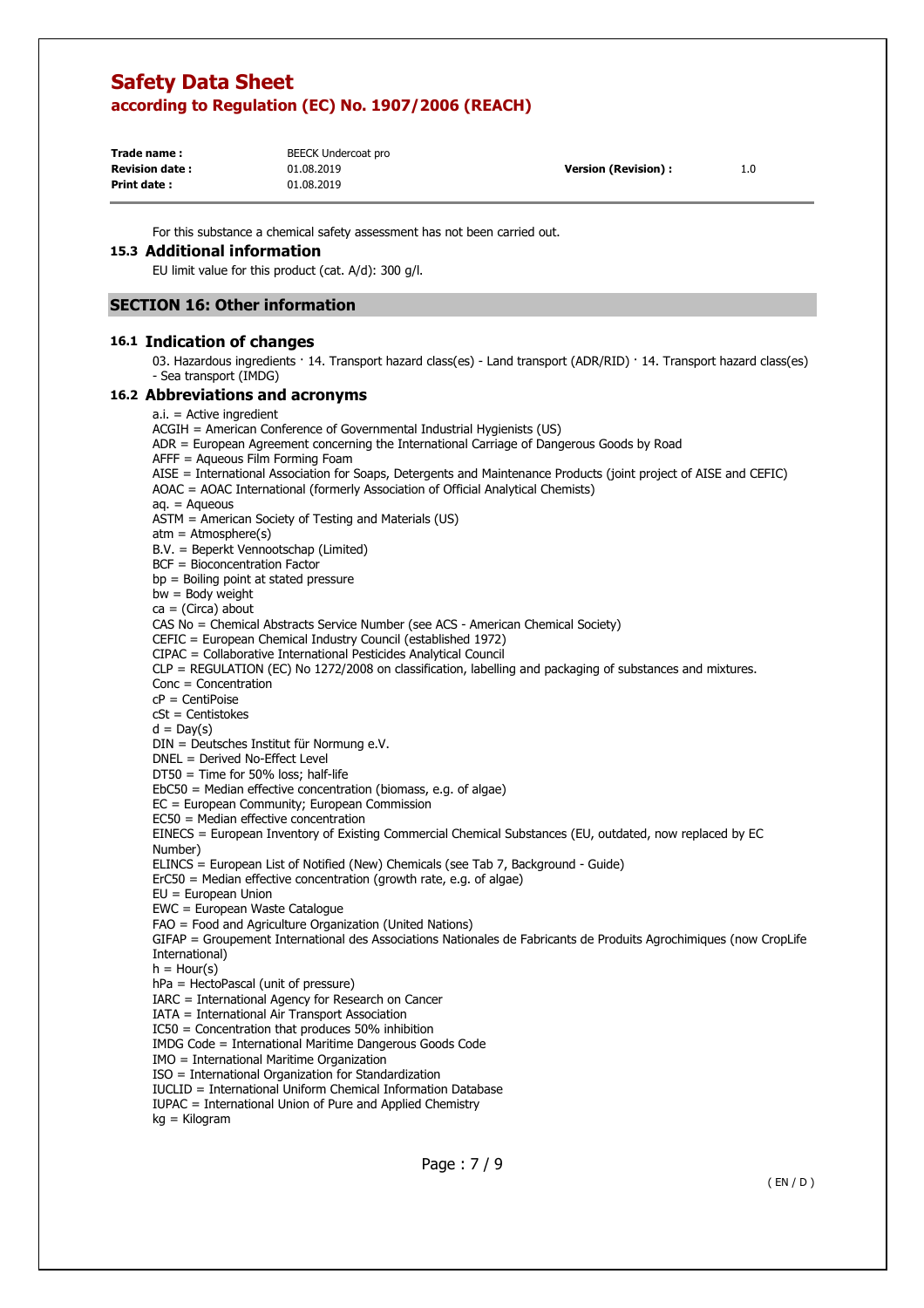For this substance a chemical safety assessment has not been carried out.

### 15.3 Additional information

EU limit value for this product (cat. A/d): 300 g/l.

## SECTION 16: Other information

### 16.1 Indication of changes

03. Hazardous ingredients · 14. Transport hazard class(es) - Land transport (ADR/RID) · 14. Transport hazard class(es) - Sea transport (IMDG)

### 16.2 Abbreviations and acronyms

a.i. = Active ingredient
ACGIH = American Conference of Governmental Industrial Hygienists (US)
ADR = European Agreement concerning the International Carriage of Dangerous Goods by Road
AFFF = Aqueous Film Forming Foam
AISE = International Association for Soaps, Detergents and Maintenance Products (joint project of AISE and CEFIC)
AOAC = AOAC International (formerly Association of Official Analytical Chemists)
aq. = Aqueous
ASTM = American Society of Testing and Materials (US)
atm = Atmosphere(s)
B.V. = Beperkt Vennootschap (Limited)
BCF = Bioconcentration Factor
bp = Boiling point at stated pressure
bw = Body weight
ca = (Circa) about
CAS No = Chemical Abstracts Service Number (see ACS - American Chemical Society)
CEFIC = European Chemical Industry Council (established 1972)
CIPAC = Collaborative International Pesticides Analytical Council
CLP = REGULATION (EC) No 1272/2008 on classification, labelling and packaging of substances and mixtures.
Conc = Concentration
cP = CentiPoise
cSt = Centistokes
d = Day(s)
DIN = Deutsches Institut für Normung e.V.
DNEL = Derived No-Effect Level
DT50 = Time for 50% loss; half-life
EbC50 = Median effective concentration (biomass, e.g. of algae)
EC = European Community; European Commission
EC50 = Median effective concentration
EINECS = European Inventory of Existing Commercial Chemical Substances (EU, outdated, now replaced by EC Number)
ELINCS = European List of Notified (New) Chemicals (see Tab 7, Background - Guide)
ErC50 = Median effective concentration (growth rate, e.g. of algae)
EU = European Union
EWC = European Waste Catalogue
FAO = Food and Agriculture Organization (United Nations)
GIFAP = Groupement International des Associations Nationales de Fabricants de Produits Agrochimiques (now CropLife International)
h = Hour(s)
hPa = HectoPascal (unit of pressure)
IARC = International Agency for Research on Cancer
IATA = International Air Transport Association
IC50 = Concentration that produces 50% inhibition
IMDG Code = International Maritime Dangerous Goods Code
IMO = International Maritime Organization
ISO = International Organization for Standardization
IUCLID = International Uniform Chemical Information Database
IUPAC = International Union of Pure and Applied Chemistry
kg = Kilogram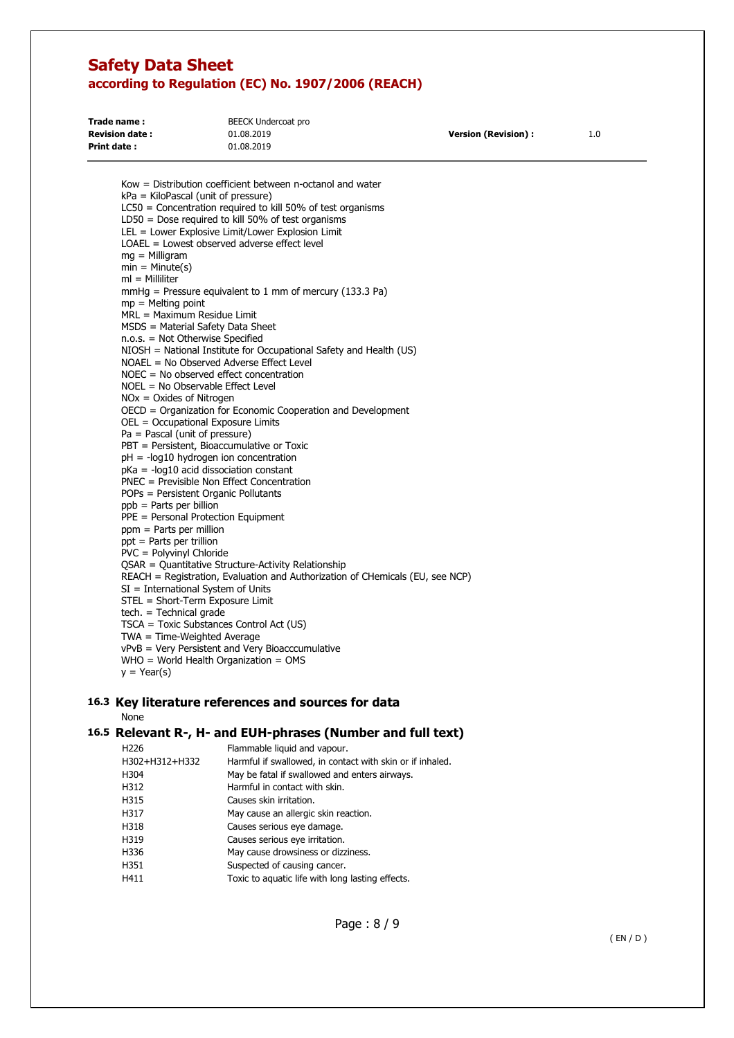Kow = Distribution coefficient between n-octanol and water
kPa = KiloPascal (unit of pressure)
LC50 = Concentration required to kill 50% of test organisms
LD50 = Dose required to kill 50% of test organisms
LEL = Lower Explosive Limit/Lower Explosion Limit
LOAEL = Lowest observed adverse effect level
mg = Milligram
min = Minute(s)
ml = Milliliter
mmHg = Pressure equivalent to 1 mm of mercury (133.3 Pa)
mp = Melting point
MRL = Maximum Residue Limit
MSDS = Material Safety Data Sheet
n.o.s. = Not Otherwise Specified
NIOSH = National Institute for Occupational Safety and Health (US)
NOAEL = No Observed Adverse Effect Level
NOEC = No observed effect concentration
NOEL = No Observable Effect Level
NOx = Oxides of Nitrogen
OECD = Organization for Economic Cooperation and Development
OEL = Occupational Exposure Limits
Pa = Pascal (unit of pressure)
PBT = Persistent, Bioaccumulative or Toxic
pH = -log10 hydrogen ion concentration
pKa = -log10 acid dissociation constant
PNEC = Previsible Non Effect Concentration
POPs = Persistent Organic Pollutants
ppb = Parts per billion
PPE = Personal Protection Equipment
ppm = Parts per million
ppt = Parts per trillion
PVC = Polyvinyl Chloride
QSAR = Quantitative Structure-Activity Relationship
REACH = Registration, Evaluation and Authorization of CHemicals (EU, see NCP)
SI = International System of Units
STEL = Short-Term Exposure Limit
tech. = Technical grade
TSCA = Toxic Substances Control Act (US)
TWA = Time-Weighted Average
vPvB = Very Persistent and Very Bioacccumulative
WHO = World Health Organization = OMS
y = Year(s)

## 16.3 Key literature references and sources for data

None

## 16.5 Relevant R-, H- and EUH-phrases (Number and full text)

| | |
|---|---|
| H226 | Flammable liquid and vapour. |
| H302+H312+H332 | Harmful if swallowed, in contact with skin or if inhaled. |
| H304 | May be fatal if swallowed and enters airways. |
| H312 | Harmful in contact with skin. |
| H315 | Causes skin irritation. |
| H317 | May cause an allergic skin reaction. |
| H318 | Causes serious eye damage. |
| H319 | Causes serious eye irritation. |
| H336 | May cause drowsiness or dizziness. |
| H351 | Suspected of causing cancer. |
| H411 | Toxic to aquatic life with long lasting effects. |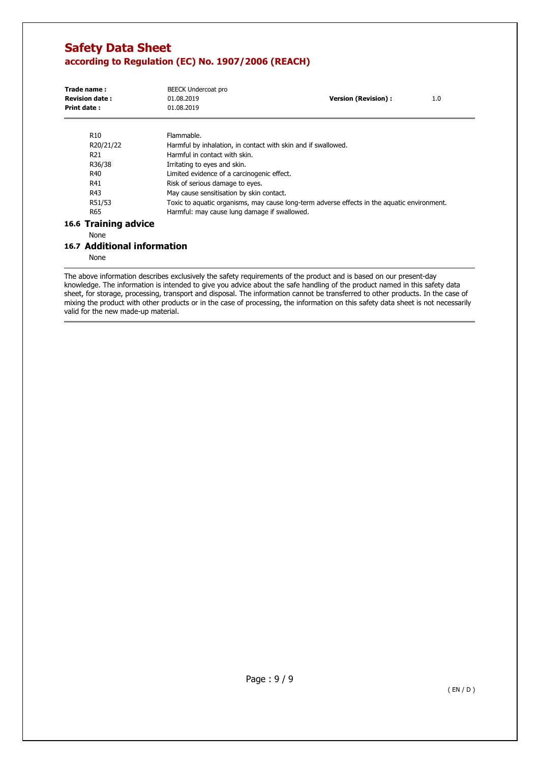| | |
|---|---|
| R10 | Flammable. |
| R20/21/22 | Harmful by inhalation, in contact with skin and if swallowed. |
| R21 | Harmful in contact with skin. |
| R36/38 | Irritating to eyes and skin. |
| R40 | Limited evidence of a carcinogenic effect. |
| R41 | Risk of serious damage to eyes. |
| R43 | May cause sensitisation by skin contact. |
| R51/53 | Toxic to aquatic organisms, may cause long-term adverse effects in the aquatic environment. |
| R65 | Harmful: may cause lung damage if swallowed. |

### 16.6 Training advice

None

### 16.7 Additional information

None

The above information describes exclusively the safety requirements of the product and is based on our present-day knowledge. The information is intended to give you advice about the safe handling of the product named in this safety data sheet, for storage, processing, transport and disposal. The information cannot be transferred to other products. In the case of mixing the product with other products or in the case of processing, the information on this safety data sheet is not necessarily valid for the new made-up material.